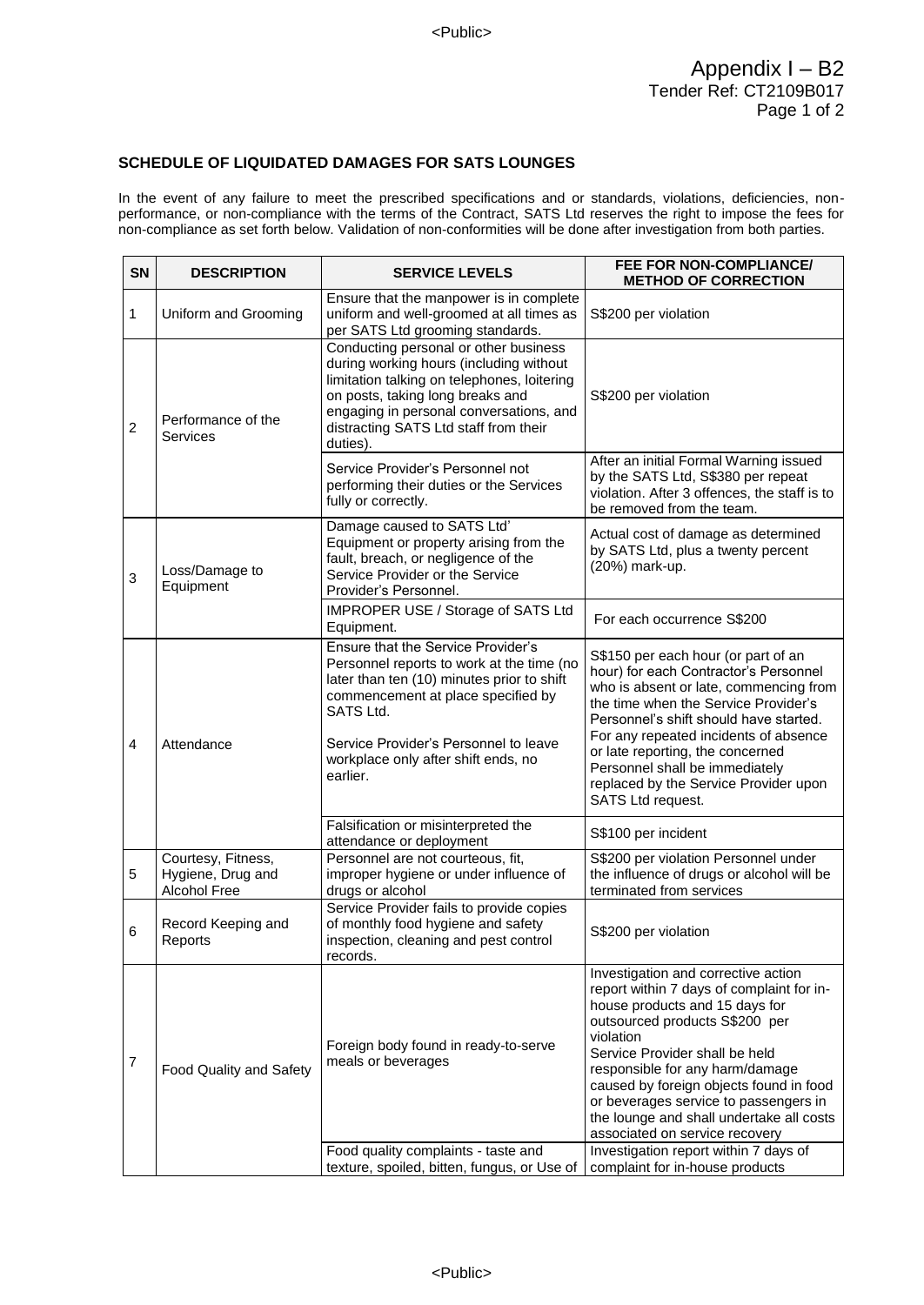Appendix I – B2
Tender Ref: CT2109B017

**SCHEDULE OF LIQUIDATED DAMAGES FOR SATS LOUNGES**

In the event of any failure to meet the prescribed specifications and or standards, violations, deficiencies, non-performance, or non-compliance with the terms of the Contract, SATS Ltd reserves the right to impose the fees for non-compliance as set forth below. Validation of non-conformities will be done after investigation from both parties.

| SN | DESCRIPTION | SERVICE LEVELS | FEE FOR NON-COMPLIANCE/ METHOD OF CORRECTION |
|---|---|---|---|
| 1 | Uniform and Grooming | Ensure that the manpower is in complete uniform and well-groomed at all times as per SATS Ltd grooming standards. | S$200 per violation |
| 2 | Performance of the Services | Conducting personal or other business during working hours (including without limitation talking on telephones, loitering on posts, taking long breaks and engaging in personal conversations, and distracting SATS Ltd staff from their duties). | S$200 per violation |
| | | Service Provider's Personnel not performing their duties or the Services fully or correctly. | After an initial Formal Warning issued by the SATS Ltd, S$380 per repeat violation. After 3 offences, the staff is to be removed from the team. |
| 3 | Loss/Damage to Equipment | Damage caused to SATS Ltd' Equipment or property arising from the fault, breach, or negligence of the Service Provider or the Service Provider's Personnel. | Actual cost of damage as determined by SATS Ltd, plus a twenty percent (20%) mark-up. |
| | | IMPROPER USE / Storage of SATS Ltd Equipment. | For each occurrence S$200 |
| 4 | Attendance | Ensure that the Service Provider's Personnel reports to work at the time (no later than ten (10) minutes prior to shift commencement at place specified by SATS Ltd.<br><br>Service Provider's Personnel to leave workplace only after shift ends, no earlier. | S$150 per each hour (or part of an hour) for each Contractor's Personnel who is absent or late, commencing from the time when the Service Provider's Personnel's shift should have started. For any repeated incidents of absence or late reporting, the concerned Personnel shall be immediately replaced by the Service Provider upon SATS Ltd request. |
| | | Falsification or misinterpreted the attendance or deployment | S$100 per incident |
| 5 | Courtesy, Fitness, Hygiene, Drug and Alcohol Free | Personnel are not courteous, fit, improper hygiene or under influence of drugs or alcohol | S$200 per violation Personnel under the influence of drugs or alcohol will be terminated from services |
| 6 | Record Keeping and Reports | Service Provider fails to provide copies of monthly food hygiene and safety inspection, cleaning and pest control records. | S$200 per violation |
| 7 | Food Quality and Safety | Foreign body found in ready-to-serve meals or beverages | Investigation and corrective action report within 7 days of complaint for in-house products and 15 days for outsourced products S$200 per violation<br>Service Provider shall be held responsible for any harm/damage caused by foreign objects found in food or beverages service to passengers in the lounge and shall undertake all costs associated on service recovery |
| | | Food quality complaints - taste and texture, spoiled, bitten, fungus, or Use of | Investigation report within 7 days of complaint for in-house products |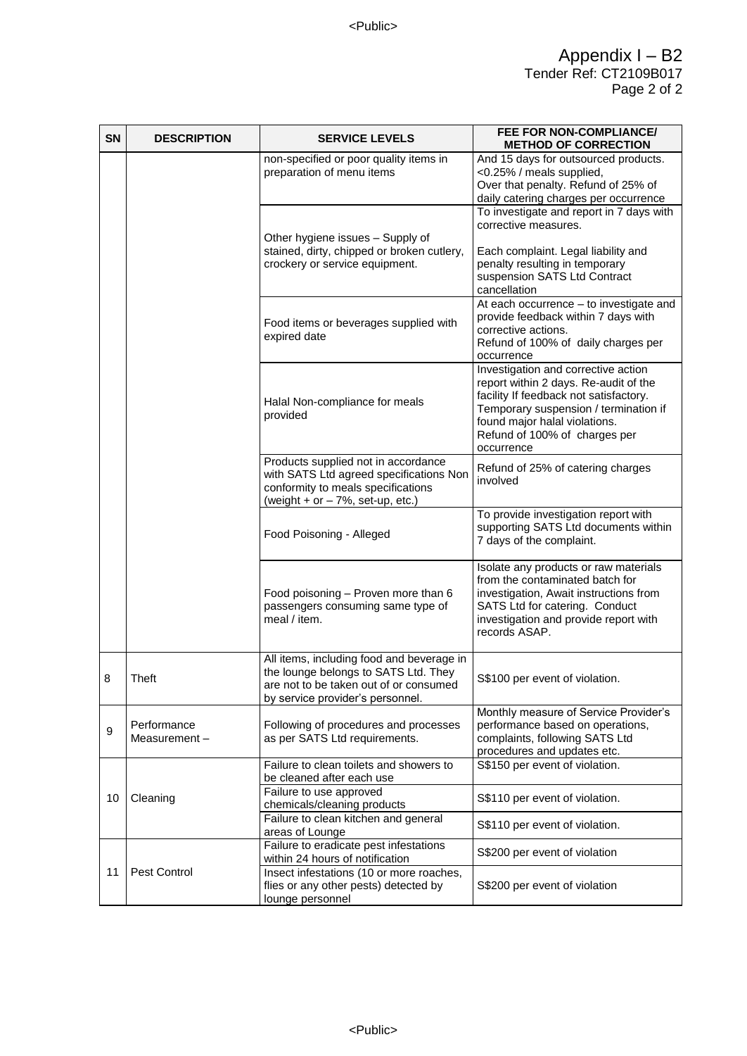Appendix I – B2
Tender Ref: CT2109B017

| SN | DESCRIPTION | SERVICE LEVELS | FEE FOR NON-COMPLIANCE/ METHOD OF CORRECTION |
|---|---|---|---|
| | | non-specified or poor quality items in preparation of menu items | And 15 days for outsourced products. <0.25% / meals supplied, Over that penalty. Refund of 25% of daily catering charges per occurrence |
| | | Other hygiene issues – Supply of stained, dirty, chipped or broken cutlery, crockery or service equipment. | To investigate and report in 7 days with corrective measures. Each complaint. Legal liability and penalty resulting in temporary suspension SATS Ltd Contract cancellation |
| | | Food items or beverages supplied with expired date | At each occurrence – to investigate and provide feedback within 7 days with corrective actions. Refund of 100% of daily charges per occurrence |
| | | Halal Non-compliance for meals provided | Investigation and corrective action report within 2 days. Re-audit of the facility If feedback not satisfactory. Temporary suspension / termination if found major halal violations. Refund of 100% of charges per occurrence |
| | | Products supplied not in accordance with SATS Ltd agreed specifications Non conformity to meals specifications (weight + or – 7%, set-up, etc.) | Refund of 25% of catering charges involved |
| | | Food Poisoning - Alleged | To provide investigation report with supporting SATS Ltd documents within 7 days of the complaint. |
| | | Food poisoning – Proven more than 6 passengers consuming same type of meal / item. | Isolate any products or raw materials from the contaminated batch for investigation, Await instructions from SATS Ltd for catering. Conduct investigation and provide report with records ASAP. |
| 8 | Theft | All items, including food and beverage in the lounge belongs to SATS Ltd. They are not to be taken out of or consumed by service provider's personnel. | S$100 per event of violation. |
| 9 | Performance Measurement – | Following of procedures and processes as per SATS Ltd requirements. | Monthly measure of Service Provider's performance based on operations, complaints, following SATS Ltd procedures and updates etc. |
| 10 | Cleaning | Failure to clean toilets and showers to be cleaned after each use | S$150 per event of violation. |
| | | Failure to use approved chemicals/cleaning products | S$110 per event of violation. |
| | | Failure to clean kitchen and general areas of Lounge | S$110 per event of violation. |
| 11 | Pest Control | Failure to eradicate pest infestations within 24 hours of notification | S$200 per event of violation |
| | | Insect infestations (10 or more roaches, flies or any other pests) detected by lounge personnel | S$200 per event of violation |